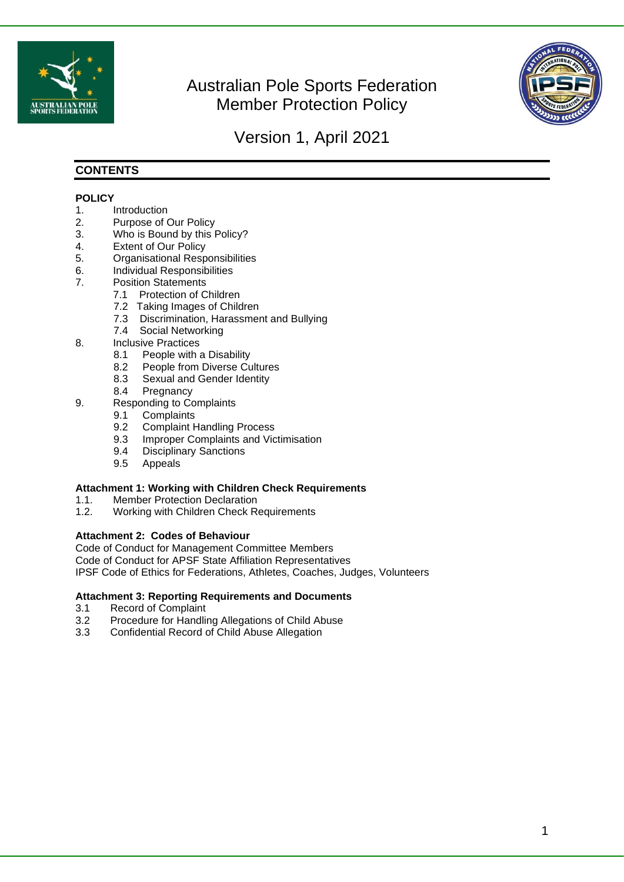# Australian Pole Sports Federation Member Protection Policy

Version 1, April 2021

## CONTENTS

**POLICY**

1. Introduction
2. Purpose of Our Policy
3. Who is Bound by this Policy?
4. Extent of Our Policy
5. Organisational Responsibilities
6. Individual Responsibilities
7. Position Statements
   - 7.1 Protection of Children
   - 7.2 Taking Images of Children
   - 7.3 Discrimination, Harassment and Bullying
   - 7.4 Social Networking
8. Inclusive Practices
   - 8.1 People with a Disability
   - 8.2 People from Diverse Cultures
   - 8.3 Sexual and Gender Identity
   - 8.4 Pregnancy
9. Responding to Complaints
   - 9.1 Complaints
   - 9.2 Complaint Handling Process
   - 9.3 Improper Complaints and Victimisation
   - 9.4 Disciplinary Sanctions
   - 9.5 Appeals

**Attachment 1: Working with Children Check Requirements**

- 1.1. Member Protection Declaration
- 1.2. Working with Children Check Requirements

**Attachment 2: Codes of Behaviour**

Code of Conduct for Management Committee Members  
Code of Conduct for APSF State Affiliation Representatives  
IPSF Code of Ethics for Federations, Athletes, Coaches, Judges, Volunteers

**Attachment 3: Reporting Requirements and Documents**

- 3.1 Record of Complaint
- 3.2 Procedure for Handling Allegations of Child Abuse
- 3.3 Confidential Record of Child Abuse Allegation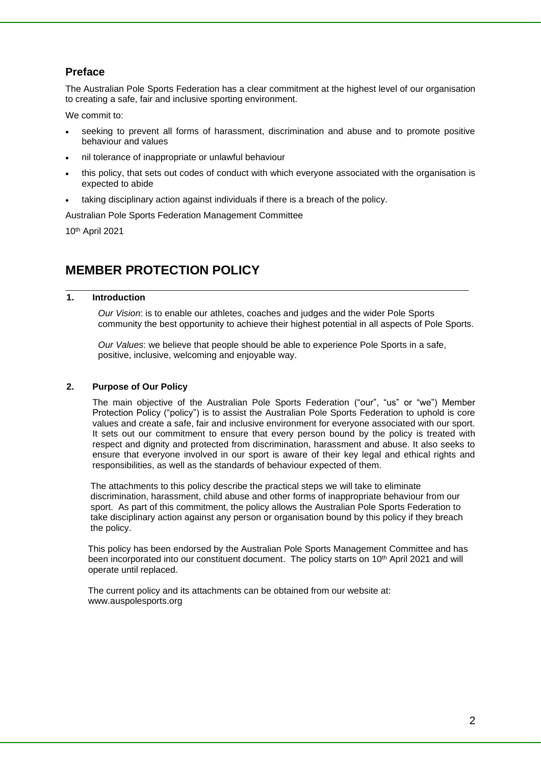## Preface

The Australian Pole Sports Federation has a clear commitment at the highest level of our organisation to creating a safe, fair and inclusive sporting environment.

We commit to:

- seeking to prevent all forms of harassment, discrimination and abuse and to promote positive behaviour and values
- nil tolerance of inappropriate or unlawful behaviour
- this policy, that sets out codes of conduct with which everyone associated with the organisation is expected to abide
- taking disciplinary action against individuals if there is a breach of the policy.

Australian Pole Sports Federation Management Committee

10th April 2021

# MEMBER PROTECTION POLICY

### 1. Introduction

*Our Vision*: is to enable our athletes, coaches and judges and the wider Pole Sports community the best opportunity to achieve their highest potential in all aspects of Pole Sports.

*Our Values*: we believe that people should be able to experience Pole Sports in a safe, positive, inclusive, welcoming and enjoyable way.

### 2. Purpose of Our Policy

The main objective of the Australian Pole Sports Federation ("our", "us" or "we") Member Protection Policy ("policy") is to assist the Australian Pole Sports Federation to uphold is core values and create a safe, fair and inclusive environment for everyone associated with our sport. It sets out our commitment to ensure that every person bound by the policy is treated with respect and dignity and protected from discrimination, harassment and abuse. It also seeks to ensure that everyone involved in our sport is aware of their key legal and ethical rights and responsibilities, as well as the standards of behaviour expected of them.

The attachments to this policy describe the practical steps we will take to eliminate discrimination, harassment, child abuse and other forms of inappropriate behaviour from our sport. As part of this commitment, the policy allows the Australian Pole Sports Federation to take disciplinary action against any person or organisation bound by this policy if they breach the policy.

This policy has been endorsed by the Australian Pole Sports Management Committee and has been incorporated into our constituent document. The policy starts on 10th April 2021 and will operate until replaced.

The current policy and its attachments can be obtained from our website at: www.auspolesports.org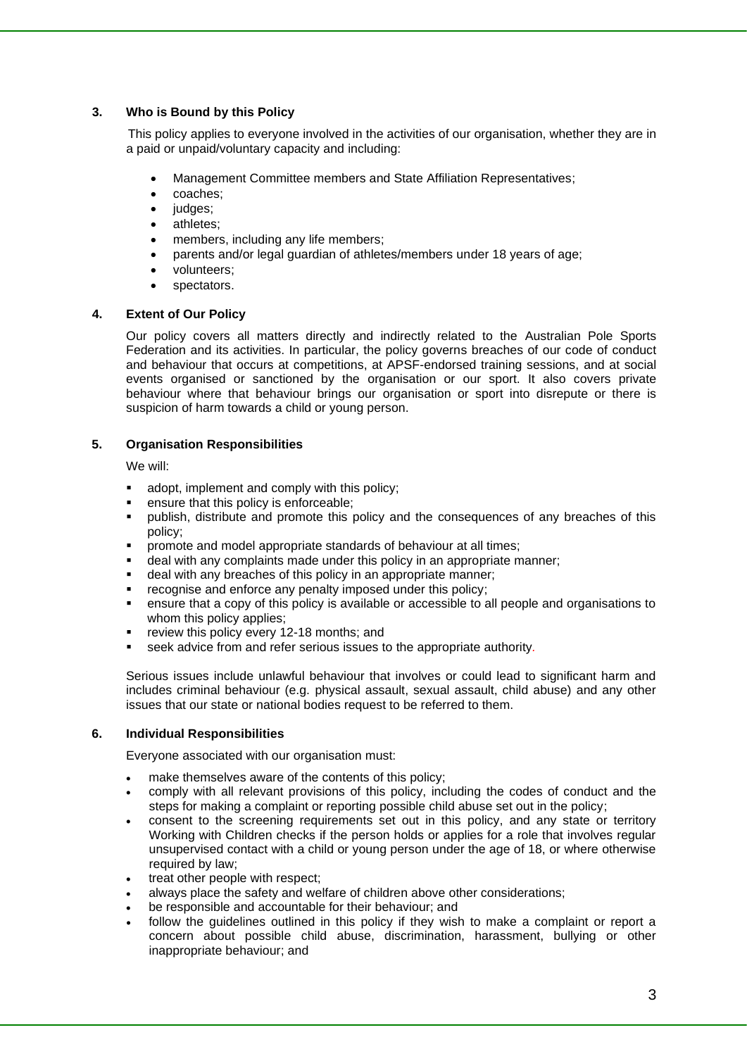## 3. Who is Bound by this Policy

This policy applies to everyone involved in the activities of our organisation, whether they are in a paid or unpaid/voluntary capacity and including:

- Management Committee members and State Affiliation Representatives;
- coaches;
- judges;
- athletes;
- members, including any life members;
- parents and/or legal guardian of athletes/members under 18 years of age;
- volunteers;
- spectators.

## 4. Extent of Our Policy

Our policy covers all matters directly and indirectly related to the Australian Pole Sports Federation and its activities. In particular, the policy governs breaches of our code of conduct and behaviour that occurs at competitions, at APSF-endorsed training sessions, and at social events organised or sanctioned by the organisation or our sport. It also covers private behaviour where that behaviour brings our organisation or sport into disrepute or there is suspicion of harm towards a child or young person.

## 5. Organisation Responsibilities

We will:

- adopt, implement and comply with this policy;
- ensure that this policy is enforceable;
- publish, distribute and promote this policy and the consequences of any breaches of this policy;
- promote and model appropriate standards of behaviour at all times;
- deal with any complaints made under this policy in an appropriate manner;
- deal with any breaches of this policy in an appropriate manner;
- recognise and enforce any penalty imposed under this policy;
- ensure that a copy of this policy is available or accessible to all people and organisations to whom this policy applies;
- review this policy every 12-18 months; and
- seek advice from and refer serious issues to the appropriate authority.

Serious issues include unlawful behaviour that involves or could lead to significant harm and includes criminal behaviour (e.g. physical assault, sexual assault, child abuse) and any other issues that our state or national bodies request to be referred to them.

## 6. Individual Responsibilities

Everyone associated with our organisation must:

- make themselves aware of the contents of this policy;
- comply with all relevant provisions of this policy, including the codes of conduct and the steps for making a complaint or reporting possible child abuse set out in the policy;
- consent to the screening requirements set out in this policy, and any state or territory Working with Children checks if the person holds or applies for a role that involves regular unsupervised contact with a child or young person under the age of 18, or where otherwise required by law;
- treat other people with respect;
- always place the safety and welfare of children above other considerations;
- be responsible and accountable for their behaviour; and
- follow the guidelines outlined in this policy if they wish to make a complaint or report a concern about possible child abuse, discrimination, harassment, bullying or other inappropriate behaviour; and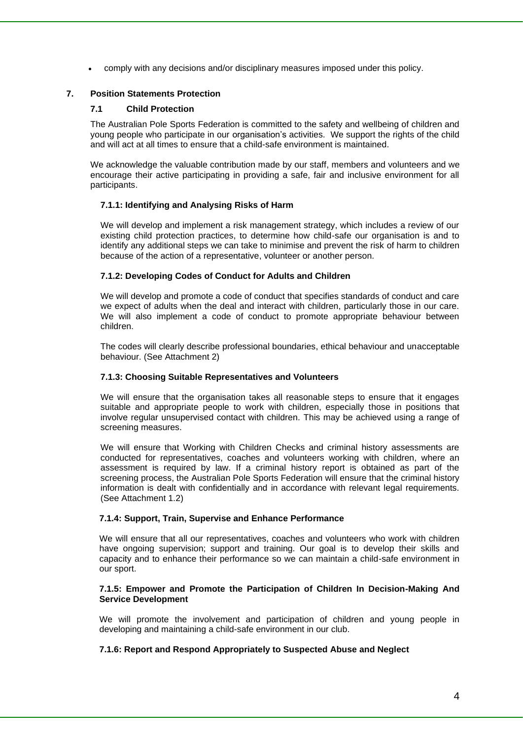- comply with any decisions and/or disciplinary measures imposed under this policy.

## 7. Position Statements Protection

### 7.1 Child Protection

The Australian Pole Sports Federation is committed to the safety and wellbeing of children and young people who participate in our organisation's activities. We support the rights of the child and will act at all times to ensure that a child-safe environment is maintained.

We acknowledge the valuable contribution made by our staff, members and volunteers and we encourage their active participating in providing a safe, fair and inclusive environment for all participants.

#### 7.1.1: Identifying and Analysing Risks of Harm

We will develop and implement a risk management strategy, which includes a review of our existing child protection practices, to determine how child-safe our organisation is and to identify any additional steps we can take to minimise and prevent the risk of harm to children because of the action of a representative, volunteer or another person.

#### 7.1.2: Developing Codes of Conduct for Adults and Children

We will develop and promote a code of conduct that specifies standards of conduct and care we expect of adults when the deal and interact with children, particularly those in our care. We will also implement a code of conduct to promote appropriate behaviour between children.

The codes will clearly describe professional boundaries, ethical behaviour and unacceptable behaviour. (See Attachment 2)

#### 7.1.3: Choosing Suitable Representatives and Volunteers

We will ensure that the organisation takes all reasonable steps to ensure that it engages suitable and appropriate people to work with children, especially those in positions that involve regular unsupervised contact with children. This may be achieved using a range of screening measures.

We will ensure that Working with Children Checks and criminal history assessments are conducted for representatives, coaches and volunteers working with children, where an assessment is required by law. If a criminal history report is obtained as part of the screening process, the Australian Pole Sports Federation will ensure that the criminal history information is dealt with confidentially and in accordance with relevant legal requirements. (See Attachment 1.2)

#### 7.1.4: Support, Train, Supervise and Enhance Performance

We will ensure that all our representatives, coaches and volunteers who work with children have ongoing supervision; support and training. Our goal is to develop their skills and capacity and to enhance their performance so we can maintain a child-safe environment in our sport.

#### 7.1.5: Empower and Promote the Participation of Children In Decision-Making And Service Development

We will promote the involvement and participation of children and young people in developing and maintaining a child-safe environment in our club.

#### 7.1.6: Report and Respond Appropriately to Suspected Abuse and Neglect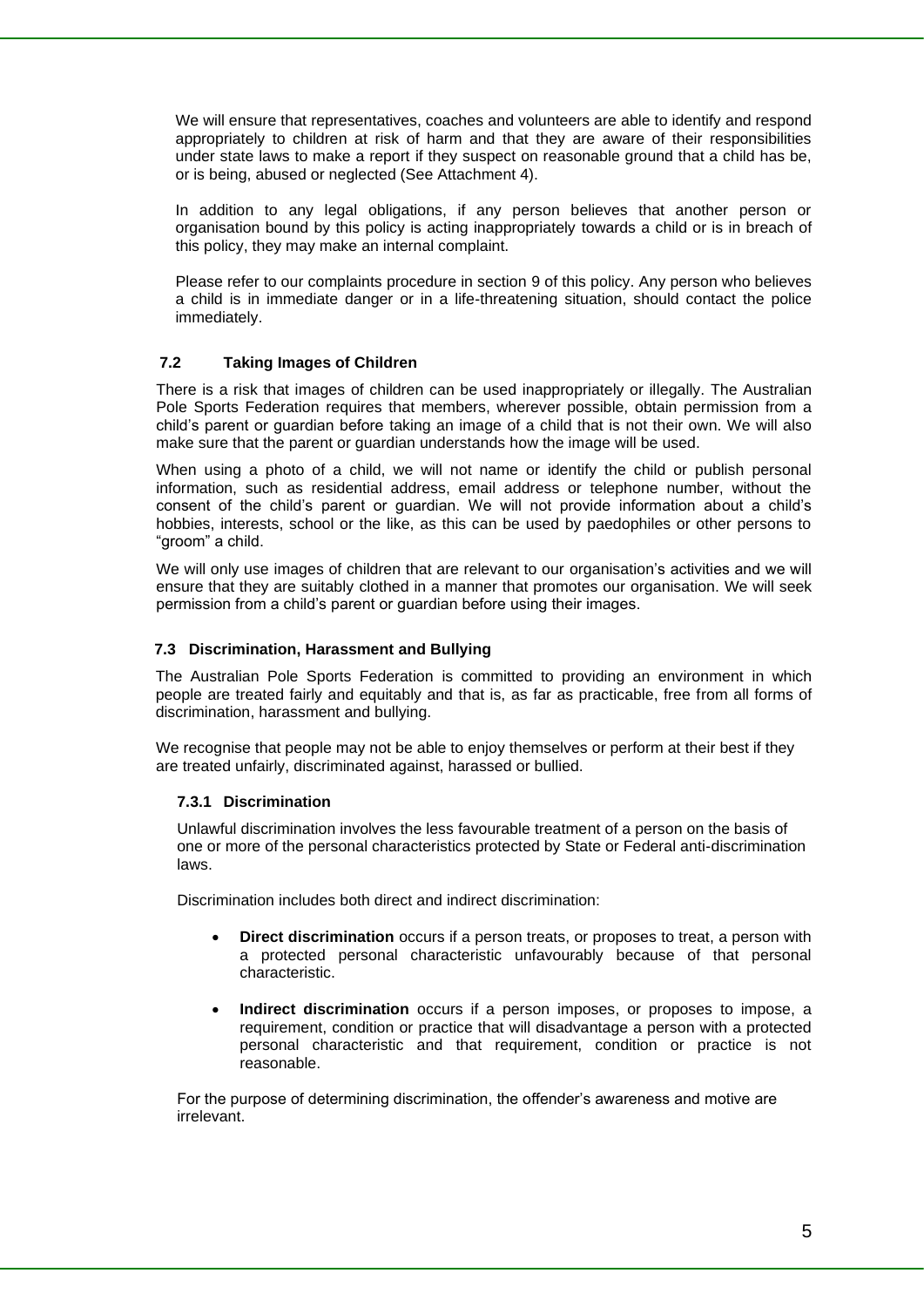We will ensure that representatives, coaches and volunteers are able to identify and respond appropriately to children at risk of harm and that they are aware of their responsibilities under state laws to make a report if they suspect on reasonable ground that a child has be, or is being, abused or neglected (See Attachment 4).

In addition to any legal obligations, if any person believes that another person or organisation bound by this policy is acting inappropriately towards a child or is in breach of this policy, they may make an internal complaint.

Please refer to our complaints procedure in section 9 of this policy. Any person who believes a child is in immediate danger or in a life-threatening situation, should contact the police immediately.

### 7.2 Taking Images of Children

There is a risk that images of children can be used inappropriately or illegally. The Australian Pole Sports Federation requires that members, wherever possible, obtain permission from a child's parent or guardian before taking an image of a child that is not their own. We will also make sure that the parent or guardian understands how the image will be used.

When using a photo of a child, we will not name or identify the child or publish personal information, such as residential address, email address or telephone number, without the consent of the child's parent or guardian. We will not provide information about a child's hobbies, interests, school or the like, as this can be used by paedophiles or other persons to "groom" a child.

We will only use images of children that are relevant to our organisation's activities and we will ensure that they are suitably clothed in a manner that promotes our organisation. We will seek permission from a child's parent or guardian before using their images.

### 7.3 Discrimination, Harassment and Bullying

The Australian Pole Sports Federation is committed to providing an environment in which people are treated fairly and equitably and that is, as far as practicable, free from all forms of discrimination, harassment and bullying.

We recognise that people may not be able to enjoy themselves or perform at their best if they are treated unfairly, discriminated against, harassed or bullied.

#### 7.3.1 Discrimination

Unlawful discrimination involves the less favourable treatment of a person on the basis of one or more of the personal characteristics protected by State or Federal anti-discrimination laws.

Discrimination includes both direct and indirect discrimination:

- **Direct discrimination** occurs if a person treats, or proposes to treat, a person with a protected personal characteristic unfavourably because of that personal characteristic.
- **Indirect discrimination** occurs if a person imposes, or proposes to impose, a requirement, condition or practice that will disadvantage a person with a protected personal characteristic and that requirement, condition or practice is not reasonable.

For the purpose of determining discrimination, the offender's awareness and motive are irrelevant.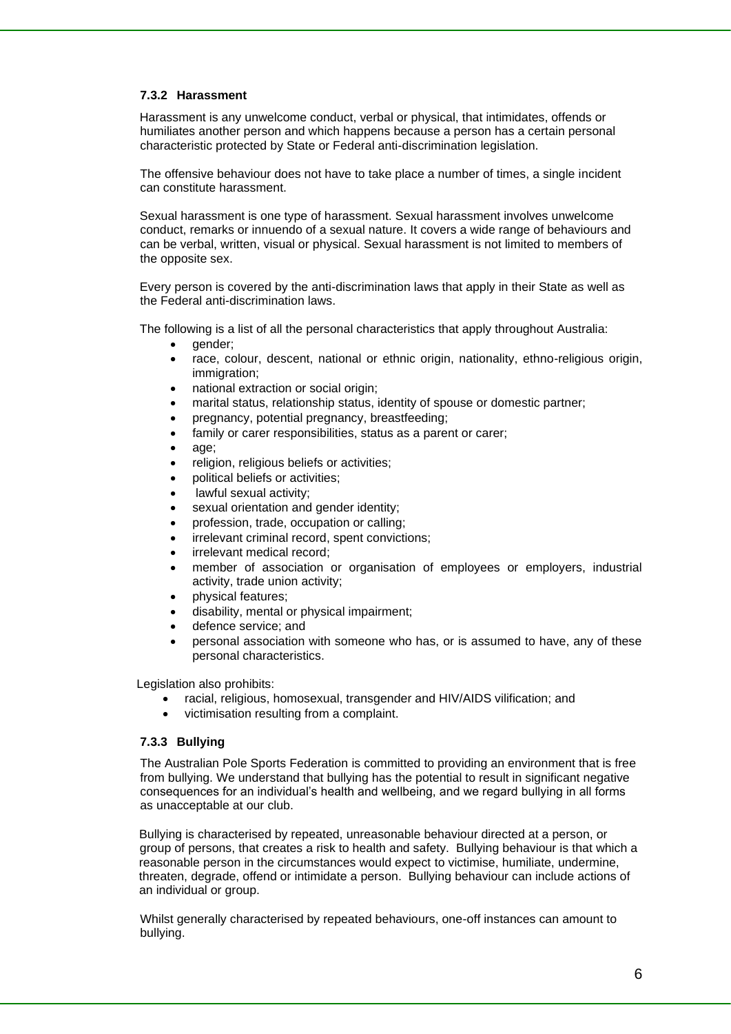#### 7.3.2 Harassment

Harassment is any unwelcome conduct, verbal or physical, that intimidates, offends or humiliates another person and which happens because a person has a certain personal characteristic protected by State or Federal anti-discrimination legislation.

The offensive behaviour does not have to take place a number of times, a single incident can constitute harassment.

Sexual harassment is one type of harassment. Sexual harassment involves unwelcome conduct, remarks or innuendo of a sexual nature. It covers a wide range of behaviours and can be verbal, written, visual or physical. Sexual harassment is not limited to members of the opposite sex.

Every person is covered by the anti-discrimination laws that apply in their State as well as the Federal anti-discrimination laws.

The following is a list of all the personal characteristics that apply throughout Australia:

- gender;
- race, colour, descent, national or ethnic origin, nationality, ethno-religious origin, immigration;
- national extraction or social origin;
- marital status, relationship status, identity of spouse or domestic partner;
- pregnancy, potential pregnancy, breastfeeding;
- family or carer responsibilities, status as a parent or carer;
- age;
- religion, religious beliefs or activities;
- political beliefs or activities;
- lawful sexual activity;
- sexual orientation and gender identity;
- profession, trade, occupation or calling;
- irrelevant criminal record, spent convictions;
- irrelevant medical record;
- member of association or organisation of employees or employers, industrial activity, trade union activity;
- physical features;
- disability, mental or physical impairment;
- defence service; and
- personal association with someone who has, or is assumed to have, any of these personal characteristics.

Legislation also prohibits:

- racial, religious, homosexual, transgender and HIV/AIDS vilification; and
- victimisation resulting from a complaint.

#### 7.3.3 Bullying

The Australian Pole Sports Federation is committed to providing an environment that is free from bullying. We understand that bullying has the potential to result in significant negative consequences for an individual's health and wellbeing, and we regard bullying in all forms as unacceptable at our club.

Bullying is characterised by repeated, unreasonable behaviour directed at a person, or group of persons, that creates a risk to health and safety. Bullying behaviour is that which a reasonable person in the circumstances would expect to victimise, humiliate, undermine, threaten, degrade, offend or intimidate a person. Bullying behaviour can include actions of an individual or group.

Whilst generally characterised by repeated behaviours, one-off instances can amount to bullying.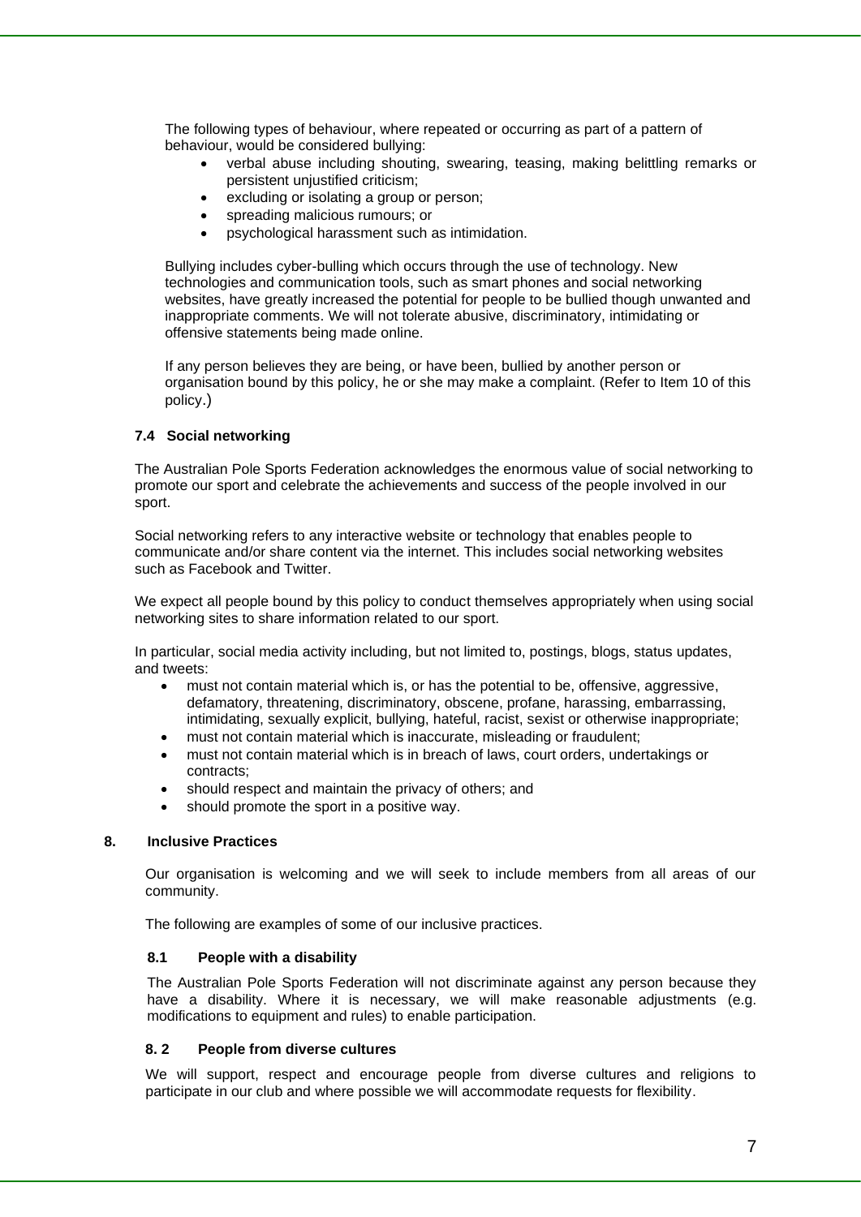The following types of behaviour, where repeated or occurring as part of a pattern of behaviour, would be considered bullying:

- verbal abuse including shouting, swearing, teasing, making belittling remarks or persistent unjustified criticism;
- excluding or isolating a group or person;
- spreading malicious rumours; or
- psychological harassment such as intimidation.

Bullying includes cyber-bulling which occurs through the use of technology. New technologies and communication tools, such as smart phones and social networking websites, have greatly increased the potential for people to be bullied though unwanted and inappropriate comments. We will not tolerate abusive, discriminatory, intimidating or offensive statements being made online.

If any person believes they are being, or have been, bullied by another person or organisation bound by this policy, he or she may make a complaint. (Refer to Item 10 of this policy.)

### 7.4 Social networking

The Australian Pole Sports Federation acknowledges the enormous value of social networking to promote our sport and celebrate the achievements and success of the people involved in our sport.

Social networking refers to any interactive website or technology that enables people to communicate and/or share content via the internet. This includes social networking websites such as Facebook and Twitter.

We expect all people bound by this policy to conduct themselves appropriately when using social networking sites to share information related to our sport.

In particular, social media activity including, but not limited to, postings, blogs, status updates, and tweets:

- must not contain material which is, or has the potential to be, offensive, aggressive, defamatory, threatening, discriminatory, obscene, profane, harassing, embarrassing, intimidating, sexually explicit, bullying, hateful, racist, sexist or otherwise inappropriate;
- must not contain material which is inaccurate, misleading or fraudulent;
- must not contain material which is in breach of laws, court orders, undertakings or contracts;
- should respect and maintain the privacy of others; and
- should promote the sport in a positive way.

## 8. Inclusive Practices

Our organisation is welcoming and we will seek to include members from all areas of our community.

The following are examples of some of our inclusive practices.

### 8.1 People with a disability

The Australian Pole Sports Federation will not discriminate against any person because they have a disability. Where it is necessary, we will make reasonable adjustments (e.g. modifications to equipment and rules) to enable participation.

### 8.2 People from diverse cultures

We will support, respect and encourage people from diverse cultures and religions to participate in our club and where possible we will accommodate requests for flexibility.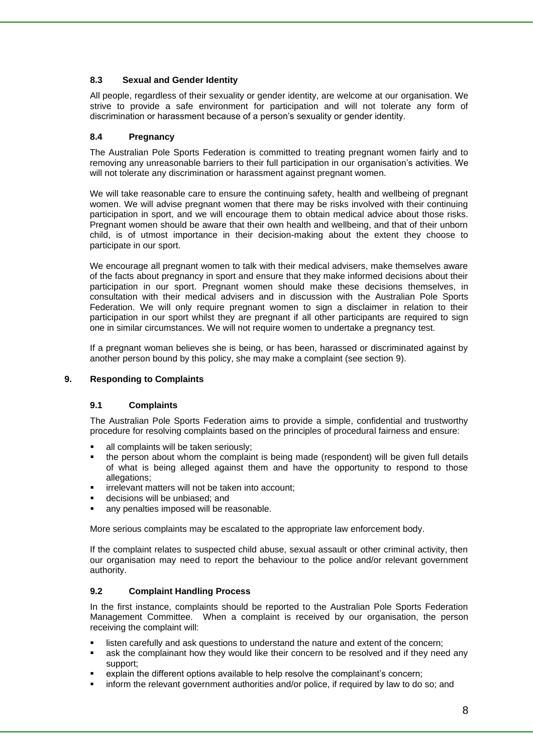### 8.3 Sexual and Gender Identity

All people, regardless of their sexuality or gender identity, are welcome at our organisation. We strive to provide a safe environment for participation and will not tolerate any form of discrimination or harassment because of a person's sexuality or gender identity.

### 8.4 Pregnancy

The Australian Pole Sports Federation is committed to treating pregnant women fairly and to removing any unreasonable barriers to their full participation in our organisation's activities. We will not tolerate any discrimination or harassment against pregnant women.

We will take reasonable care to ensure the continuing safety, health and wellbeing of pregnant women. We will advise pregnant women that there may be risks involved with their continuing participation in sport, and we will encourage them to obtain medical advice about those risks. Pregnant women should be aware that their own health and wellbeing, and that of their unborn child, is of utmost importance in their decision-making about the extent they choose to participate in our sport.

We encourage all pregnant women to talk with their medical advisers, make themselves aware of the facts about pregnancy in sport and ensure that they make informed decisions about their participation in our sport. Pregnant women should make these decisions themselves, in consultation with their medical advisers and in discussion with the Australian Pole Sports Federation. We will only require pregnant women to sign a disclaimer in relation to their participation in our sport whilst they are pregnant if all other participants are required to sign one in similar circumstances. We will not require women to undertake a pregnancy test.

If a pregnant woman believes she is being, or has been, harassed or discriminated against by another person bound by this policy, she may make a complaint (see section 9).

## 9. Responding to Complaints

### 9.1 Complaints

The Australian Pole Sports Federation aims to provide a simple, confidential and trustworthy procedure for resolving complaints based on the principles of procedural fairness and ensure:

- all complaints will be taken seriously;
- the person about whom the complaint is being made (respondent) will be given full details of what is being alleged against them and have the opportunity to respond to those allegations;
- irrelevant matters will not be taken into account;
- decisions will be unbiased; and
- any penalties imposed will be reasonable.

More serious complaints may be escalated to the appropriate law enforcement body.

If the complaint relates to suspected child abuse, sexual assault or other criminal activity, then our organisation may need to report the behaviour to the police and/or relevant government authority.

### 9.2 Complaint Handling Process

In the first instance, complaints should be reported to the Australian Pole Sports Federation Management Committee. When a complaint is received by our organisation, the person receiving the complaint will:

- listen carefully and ask questions to understand the nature and extent of the concern;
- ask the complainant how they would like their concern to be resolved and if they need any support;
- explain the different options available to help resolve the complainant's concern;
- inform the relevant government authorities and/or police, if required by law to do so; and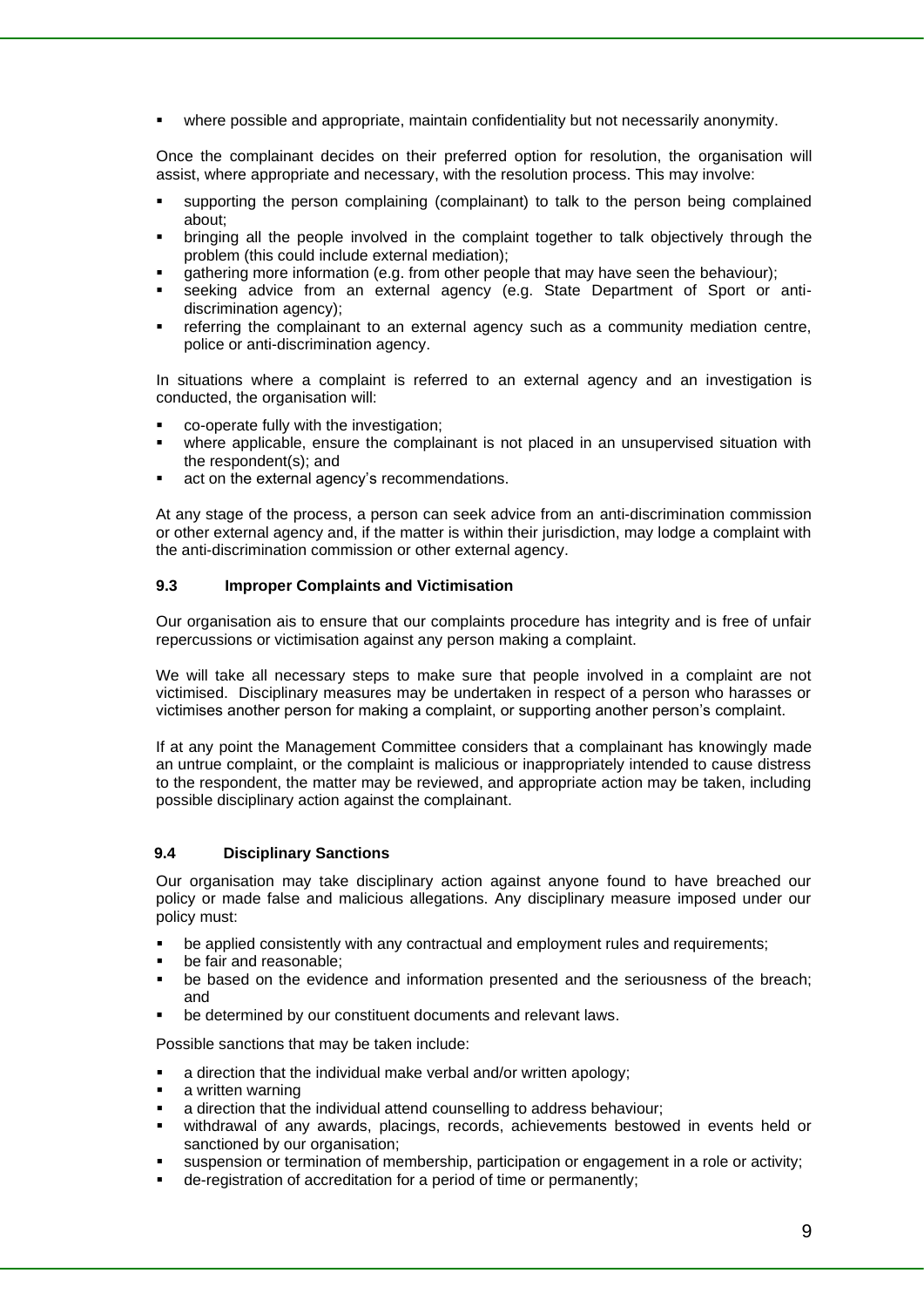- where possible and appropriate, maintain confidentiality but not necessarily anonymity.

Once the complainant decides on their preferred option for resolution, the organisation will assist, where appropriate and necessary, with the resolution process. This may involve:

- supporting the person complaining (complainant) to talk to the person being complained about;
- bringing all the people involved in the complaint together to talk objectively through the problem (this could include external mediation);
- gathering more information (e.g. from other people that may have seen the behaviour);
- seeking advice from an external agency (e.g. State Department of Sport or anti-discrimination agency);
- referring the complainant to an external agency such as a community mediation centre, police or anti-discrimination agency.

In situations where a complaint is referred to an external agency and an investigation is conducted, the organisation will:

- co-operate fully with the investigation;
- where applicable, ensure the complainant is not placed in an unsupervised situation with the respondent(s); and
- act on the external agency's recommendations.

At any stage of the process, a person can seek advice from an anti-discrimination commission or other external agency and, if the matter is within their jurisdiction, may lodge a complaint with the anti-discrimination commission or other external agency.

### 9.3 Improper Complaints and Victimisation

Our organisation ais to ensure that our complaints procedure has integrity and is free of unfair repercussions or victimisation against any person making a complaint.

We will take all necessary steps to make sure that people involved in a complaint are not victimised. Disciplinary measures may be undertaken in respect of a person who harasses or victimises another person for making a complaint, or supporting another person's complaint.

If at any point the Management Committee considers that a complainant has knowingly made an untrue complaint, or the complaint is malicious or inappropriately intended to cause distress to the respondent, the matter may be reviewed, and appropriate action may be taken, including possible disciplinary action against the complainant.

### 9.4 Disciplinary Sanctions

Our organisation may take disciplinary action against anyone found to have breached our policy or made false and malicious allegations. Any disciplinary measure imposed under our policy must:

- be applied consistently with any contractual and employment rules and requirements;
- be fair and reasonable;
- be based on the evidence and information presented and the seriousness of the breach; and
- be determined by our constituent documents and relevant laws.

Possible sanctions that may be taken include:

- a direction that the individual make verbal and/or written apology;
- a written warning
- a direction that the individual attend counselling to address behaviour;
- withdrawal of any awards, placings, records, achievements bestowed in events held or sanctioned by our organisation;
- suspension or termination of membership, participation or engagement in a role or activity;
- de-registration of accreditation for a period of time or permanently;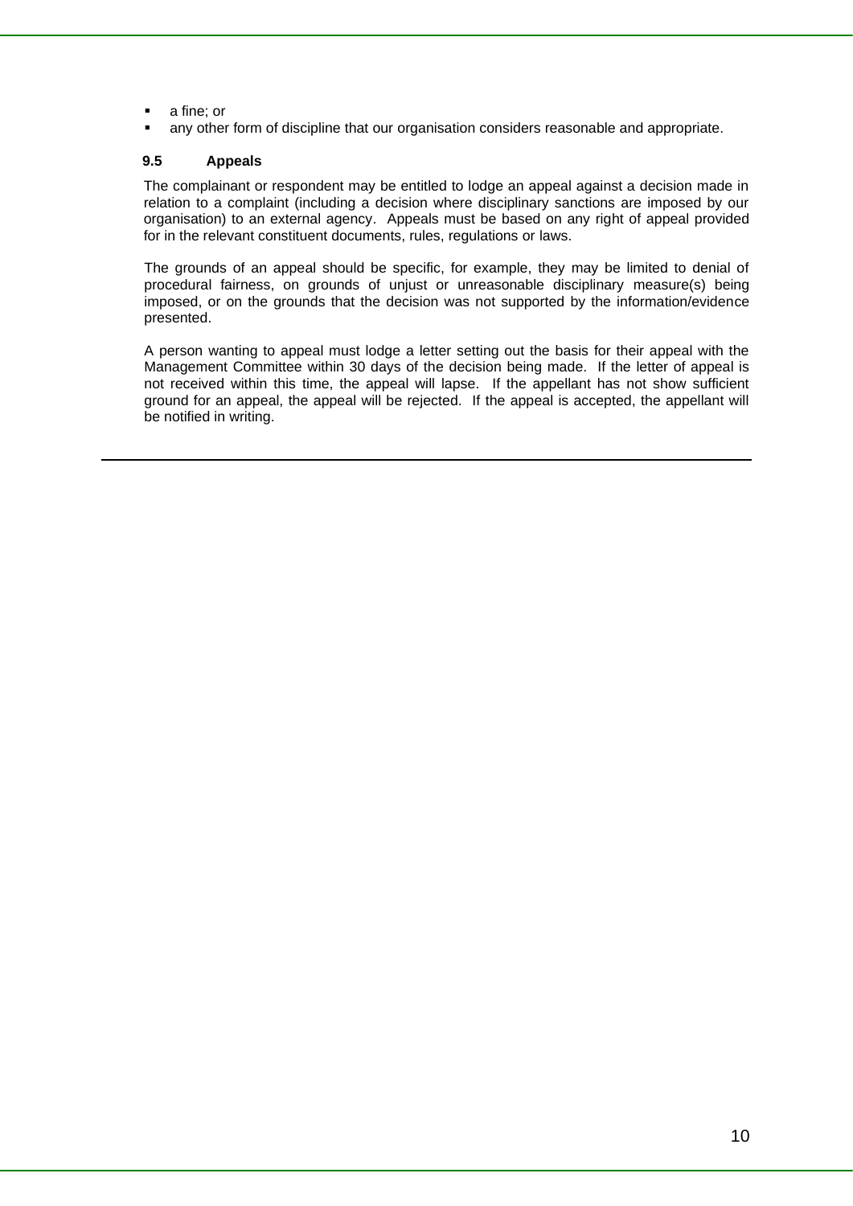- a fine; or
- any other form of discipline that our organisation considers reasonable and appropriate.

### 9.5 Appeals

The complainant or respondent may be entitled to lodge an appeal against a decision made in relation to a complaint (including a decision where disciplinary sanctions are imposed by our organisation) to an external agency. Appeals must be based on any right of appeal provided for in the relevant constituent documents, rules, regulations or laws.

The grounds of an appeal should be specific, for example, they may be limited to denial of procedural fairness, on grounds of unjust or unreasonable disciplinary measure(s) being imposed, or on the grounds that the decision was not supported by the information/evidence presented.

A person wanting to appeal must lodge a letter setting out the basis for their appeal with the Management Committee within 30 days of the decision being made. If the letter of appeal is not received within this time, the appeal will lapse. If the appellant has not show sufficient ground for an appeal, the appeal will be rejected. If the appeal is accepted, the appellant will be notified in writing.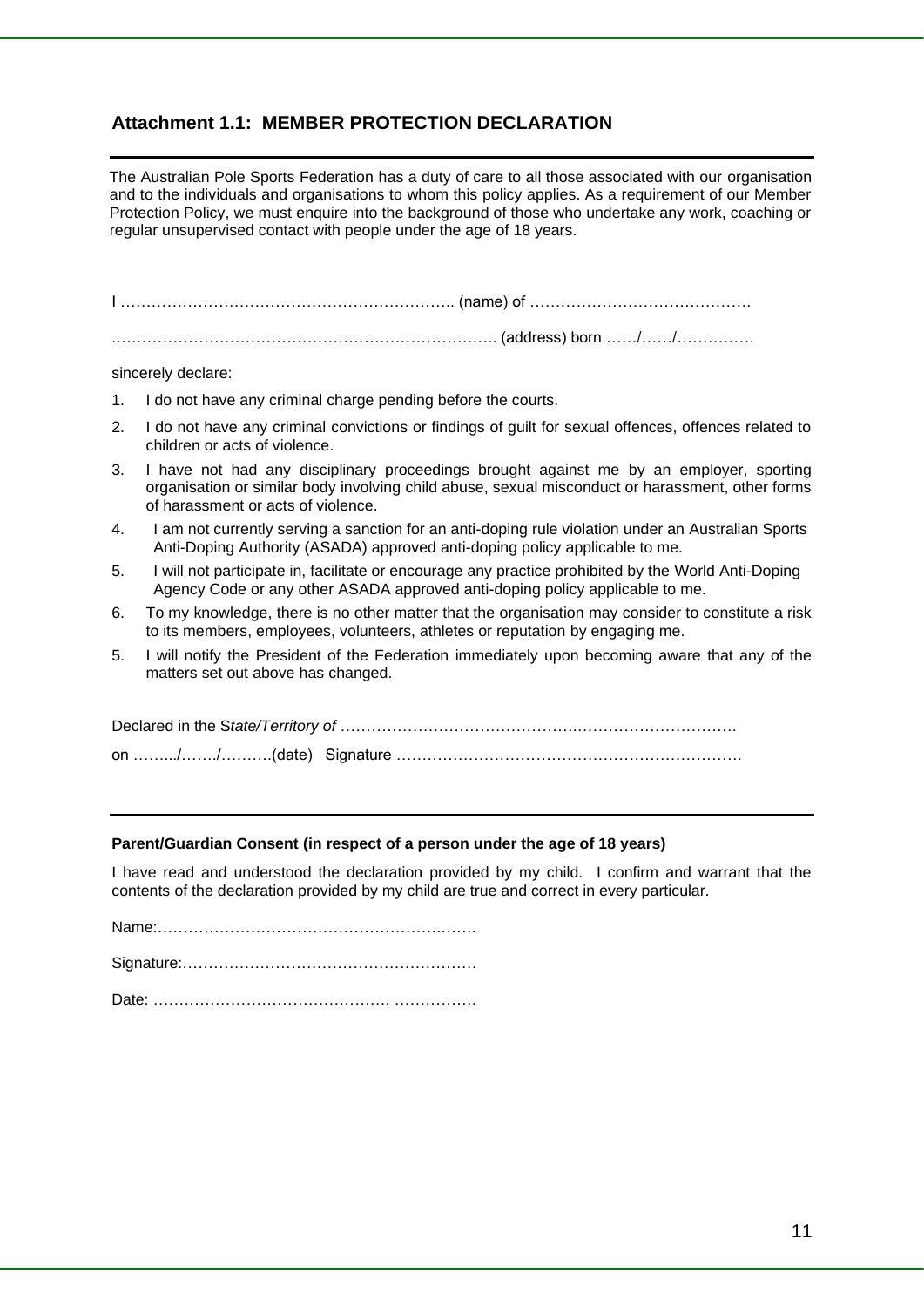## Attachment 1.1: MEMBER PROTECTION DECLARATION

The Australian Pole Sports Federation has a duty of care to all those associated with our organisation and to the individuals and organisations to whom this policy applies. As a requirement of our Member Protection Policy, we must enquire into the background of those who undertake any work, coaching or regular unsupervised contact with people under the age of 18 years.

I ……………………………………………………….. (name) of …………………………………….

……………………………………………………………….. (address) born ……/……/……………

sincerely declare:

1. I do not have any criminal charge pending before the courts.
2. I do not have any criminal convictions or findings of guilt for sexual offences, offences related to children or acts of violence.
3. I have not had any disciplinary proceedings brought against me by an employer, sporting organisation or similar body involving child abuse, sexual misconduct or harassment, other forms of harassment or acts of violence.
4. I am not currently serving a sanction for an anti-doping rule violation under an Australian Sports Anti-Doping Authority (ASADA) approved anti-doping policy applicable to me.
5. I will not participate in, facilitate or encourage any practice prohibited by the World Anti-Doping Agency Code or any other ASADA approved anti-doping policy applicable to me.
6. To my knowledge, there is no other matter that the organisation may consider to constitute a risk to its members, employees, volunteers, athletes or reputation by engaging me.
5. I will notify the President of the Federation immediately upon becoming aware that any of the matters set out above has changed.

Declared in the S*tate/Territory of* ………………………………………..……………………….

on ……../……./……….(date) Signature ………………………………………………………….

---

**Parent/Guardian Consent (in respect of a person under the age of 18 years)**

I have read and understood the declaration provided by my child. I confirm and warrant that the contents of the declaration provided by my child are true and correct in every particular.

Name:…………………………………………………….…….

Signature:…………………………………………………

Date: ………………………………………. …………….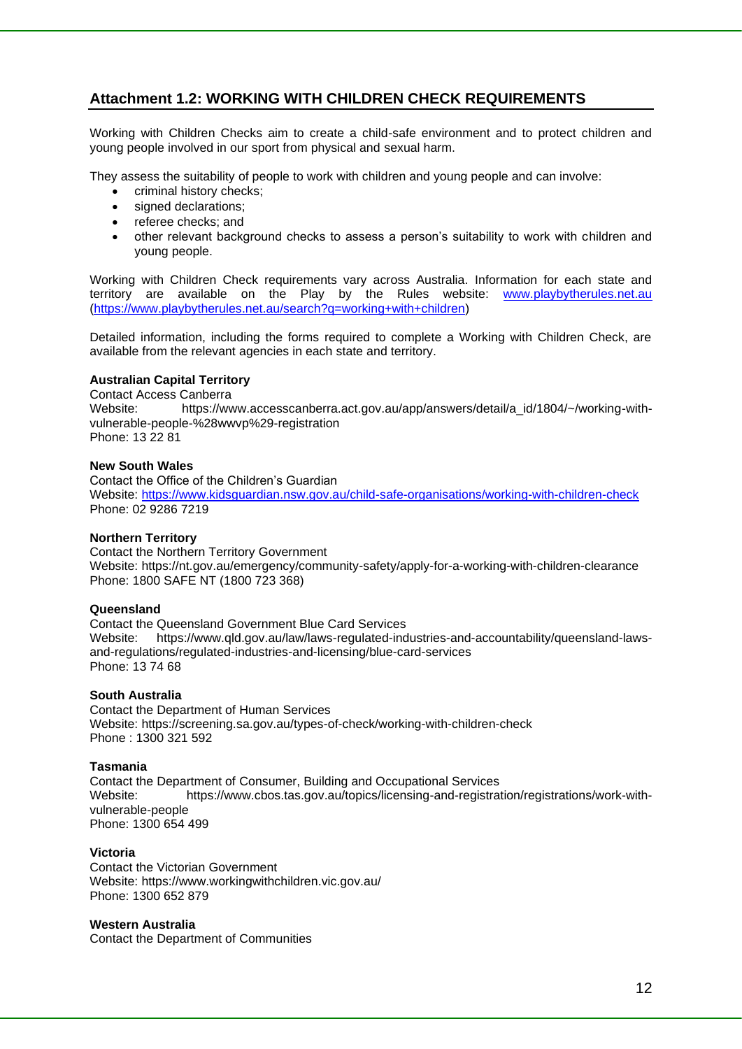## Attachment 1.2: WORKING WITH CHILDREN CHECK REQUIREMENTS

Working with Children Checks aim to create a child-safe environment and to protect children and young people involved in our sport from physical and sexual harm.

They assess the suitability of people to work with children and young people and can involve:

- criminal history checks;
- signed declarations;
- referee checks; and
- other relevant background checks to assess a person's suitability to work with children and young people.

Working with Children Check requirements vary across Australia. Information for each state and territory are available on the Play by the Rules website: [www.playbytherules.net.au](https://www.playbytherules.net.au) ([https://www.playbytherules.net.au/search?q=working+with+children](https://www.playbytherules.net.au/search?q=working+with+children))

Detailed information, including the forms required to complete a Working with Children Check, are available from the relevant agencies in each state and territory.

**Australian Capital Territory**
Contact Access Canberra
Website: https://www.accesscanberra.act.gov.au/app/answers/detail/a_id/1804/~/working-with-vulnerable-people-%28wwvp%29-registration
Phone: 13 22 81

**New South Wales**
Contact the Office of the Children's Guardian
Website: [https://www.kidsguardian.nsw.gov.au/child-safe-organisations/working-with-children-check](https://www.kidsguardian.nsw.gov.au/child-safe-organisations/working-with-children-check)
Phone: 02 9286 7219

**Northern Territory**
Contact the Northern Territory Government
Website: https://nt.gov.au/emergency/community-safety/apply-for-a-working-with-children-clearance
Phone: 1800 SAFE NT (1800 723 368)

**Queensland**
Contact the Queensland Government Blue Card Services
Website: https://www.qld.gov.au/law/laws-regulated-industries-and-accountability/queensland-laws-and-regulations/regulated-industries-and-licensing/blue-card-services
Phone: 13 74 68

**South Australia**
Contact the Department of Human Services
Website: https://screening.sa.gov.au/types-of-check/working-with-children-check
Phone : 1300 321 592

**Tasmania**
Contact the Department of Consumer, Building and Occupational Services
Website: https://www.cbos.tas.gov.au/topics/licensing-and-registration/registrations/work-with-vulnerable-people
Phone: 1300 654 499

**Victoria**
Contact the Victorian Government
Website: https://www.workingwithchildren.vic.gov.au/
Phone: 1300 652 879

**Western Australia**
Contact the Department of Communities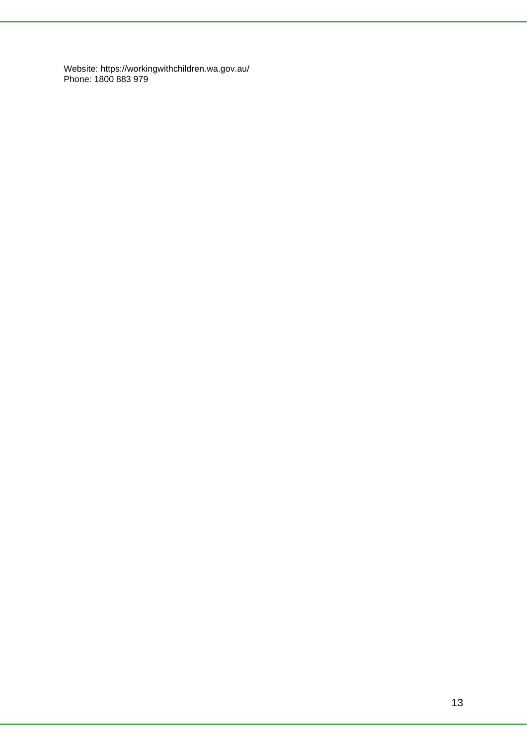Website: https://workingwithchildren.wa.gov.au/
Phone: 1800 883 979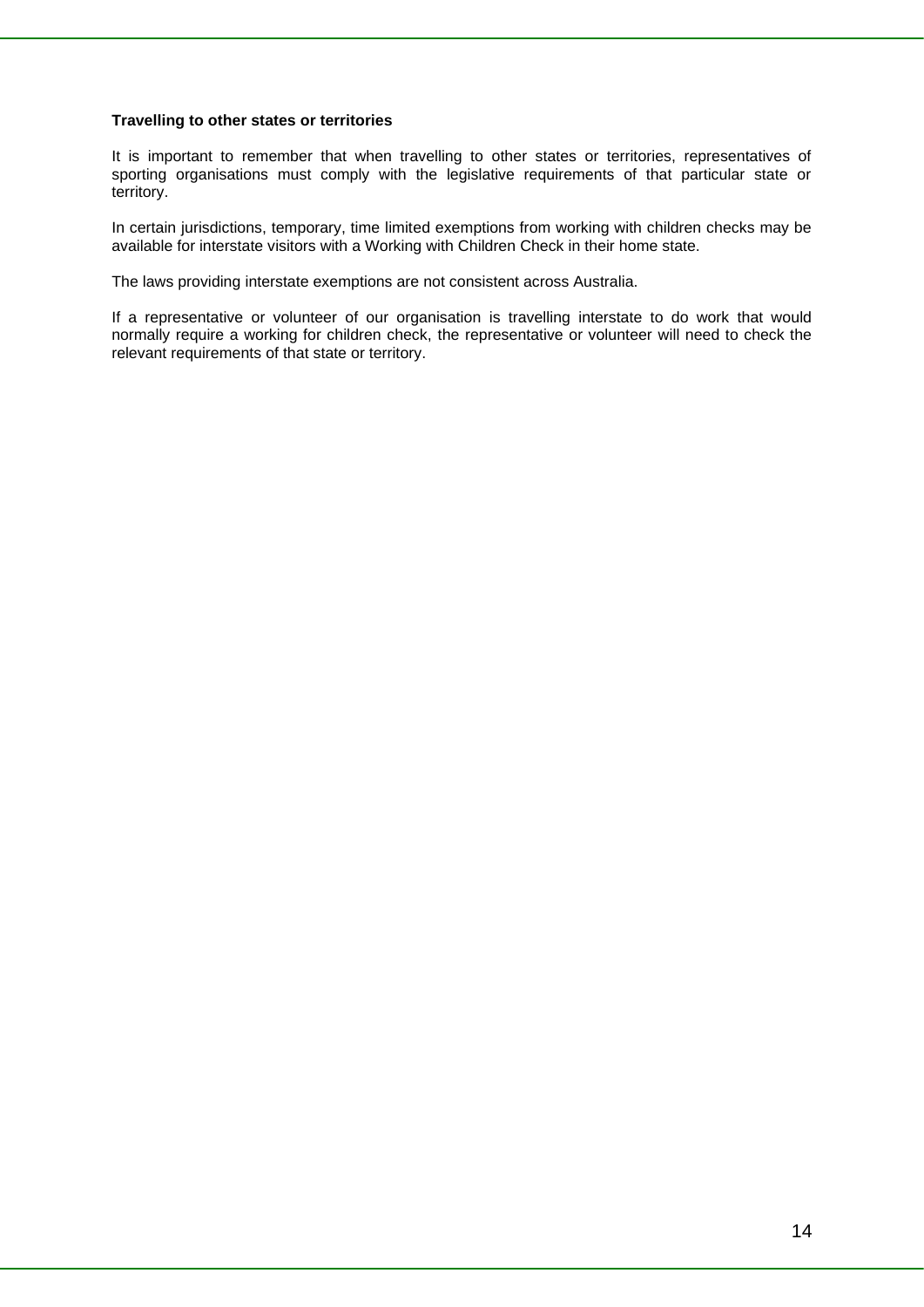**Travelling to other states or territories**

It is important to remember that when travelling to other states or territories, representatives of sporting organisations must comply with the legislative requirements of that particular state or territory.

In certain jurisdictions, temporary, time limited exemptions from working with children checks may be available for interstate visitors with a Working with Children Check in their home state.

The laws providing interstate exemptions are not consistent across Australia.

If a representative or volunteer of our organisation is travelling interstate to do work that would normally require a working for children check, the representative or volunteer will need to check the relevant requirements of that state or territory.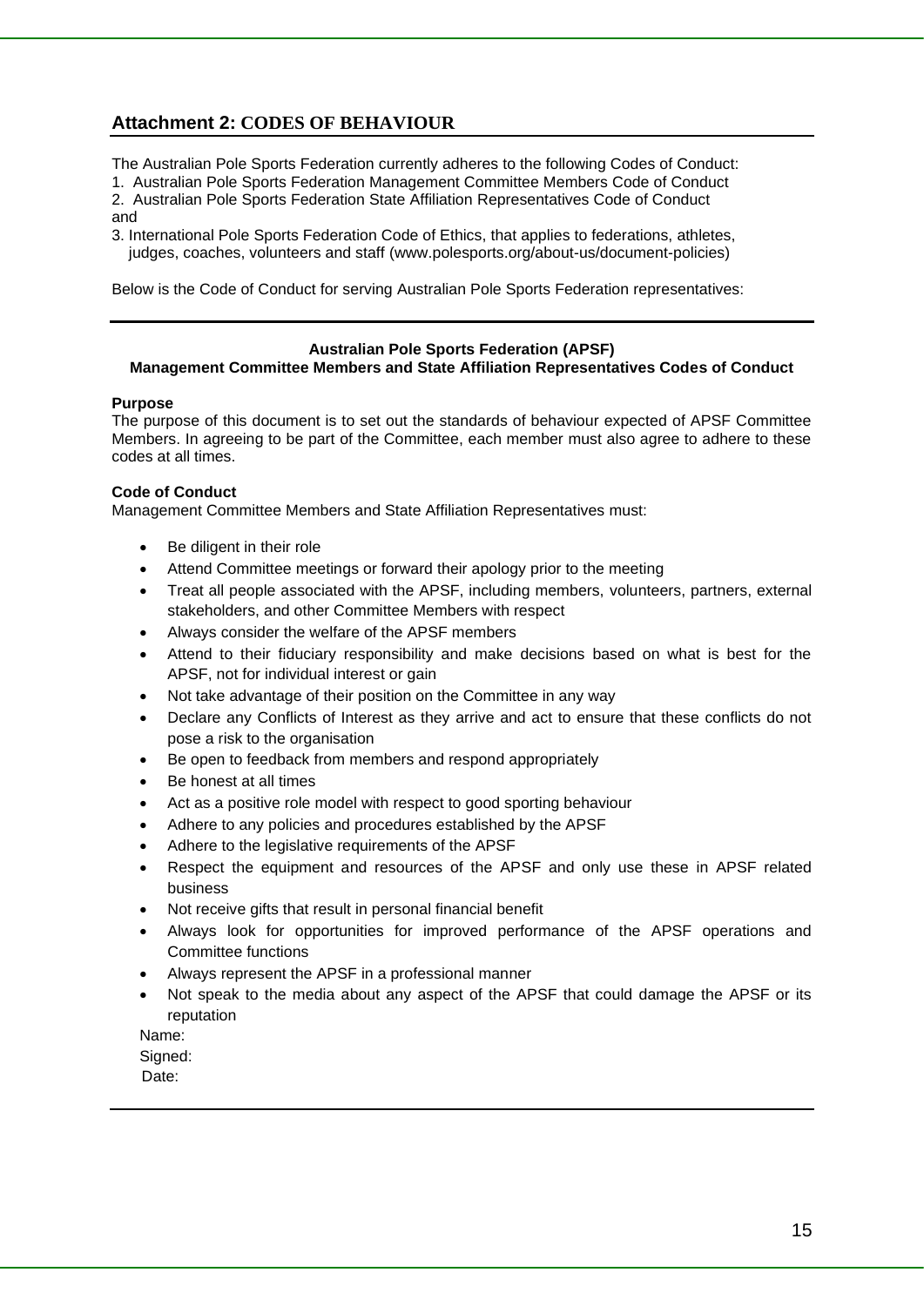## Attachment 2: CODES OF BEHAVIOUR

The Australian Pole Sports Federation currently adheres to the following Codes of Conduct:

1. Australian Pole Sports Federation Management Committee Members Code of Conduct
2. Australian Pole Sports Federation State Affiliation Representatives Code of Conduct

and

3. International Pole Sports Federation Code of Ethics, that applies to federations, athletes, judges, coaches, volunteers and staff (www.polesports.org/about-us/document-policies)

Below is the Code of Conduct for serving Australian Pole Sports Federation representatives:

---

**Australian Pole Sports Federation (APSF)**
**Management Committee Members and State Affiliation Representatives Codes of Conduct**

**Purpose**

The purpose of this document is to set out the standards of behaviour expected of APSF Committee Members. In agreeing to be part of the Committee, each member must also agree to adhere to these codes at all times.

**Code of Conduct**

Management Committee Members and State Affiliation Representatives must:

- Be diligent in their role
- Attend Committee meetings or forward their apology prior to the meeting
- Treat all people associated with the APSF, including members, volunteers, partners, external stakeholders, and other Committee Members with respect
- Always consider the welfare of the APSF members
- Attend to their fiduciary responsibility and make decisions based on what is best for the APSF, not for individual interest or gain
- Not take advantage of their position on the Committee in any way
- Declare any Conflicts of Interest as they arrive and act to ensure that these conflicts do not pose a risk to the organisation
- Be open to feedback from members and respond appropriately
- Be honest at all times
- Act as a positive role model with respect to good sporting behaviour
- Adhere to any policies and procedures established by the APSF
- Adhere to the legislative requirements of the APSF
- Respect the equipment and resources of the APSF and only use these in APSF related business
- Not receive gifts that result in personal financial benefit
- Always look for opportunities for improved performance of the APSF operations and Committee functions
- Always represent the APSF in a professional manner
- Not speak to the media about any aspect of the APSF that could damage the APSF or its reputation

Name:

Signed:

Date:

---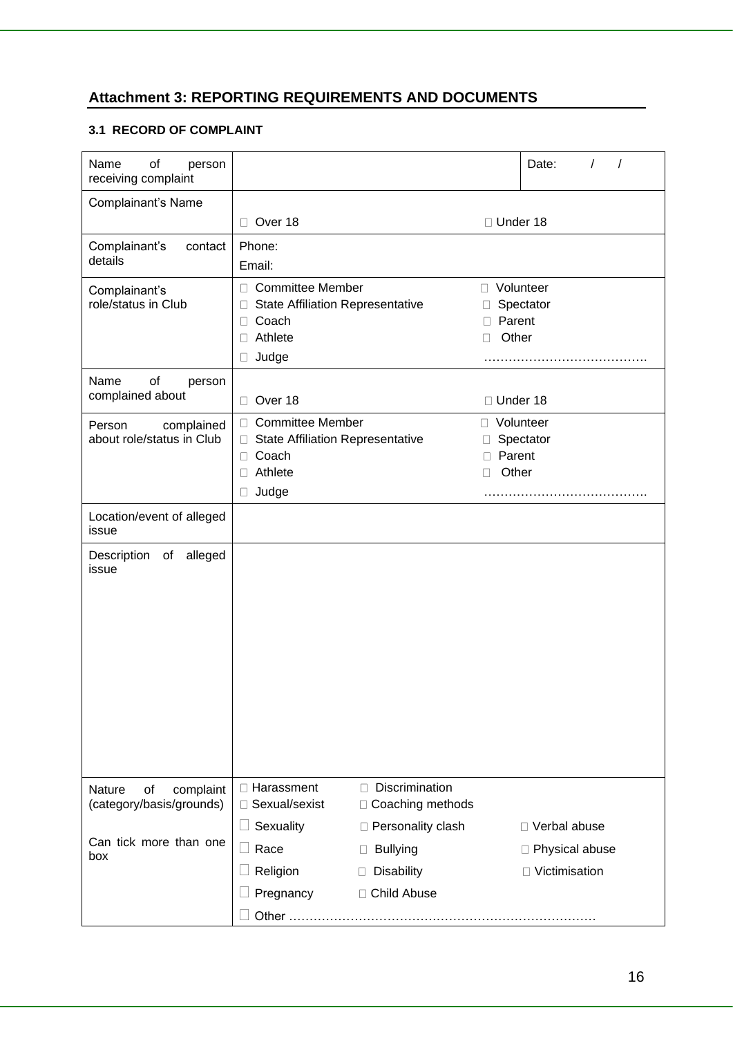## Attachment 3: REPORTING REQUIREMENTS AND DOCUMENTS

### 3.1 RECORD OF COMPLAINT

| | | |
|---|---|---|
| Name of person receiving complaint | | Date: / / |
| Complainant's Name | ☐ Over 18 | ☐ Under 18 |
| Complainant's contact details | Phone:<br>Email: | |
| Complainant's role/status in Club | ☐ Committee Member<br>☐ State Affiliation Representative<br>☐ Coach<br>☐ Athlete<br>☐ Judge | ☐ Volunteer<br>☐ Spectator<br>☐ Parent<br>☐ Other<br>………………………………… |
| Name of person complained about | ☐ Over 18 | ☐ Under 18 |
| Person complained about role/status in Club | ☐ Committee Member<br>☐ State Affiliation Representative<br>☐ Coach<br>☐ Athlete<br>☐ Judge | ☐ Volunteer<br>☐ Spectator<br>☐ Parent<br>☐ Other<br>………………………………… |
| Location/event of alleged issue | | |
| Description of alleged issue | | |
| Nature of complaint (category/basis/grounds)<br><br>Can tick more than one box | ☐ Harassment ☐ Discrimination<br>☐ Sexual/sexist ☐ Coaching methods<br>☐ Sexuality ☐ Personality clash<br>☐ Race ☐ Bullying<br>☐ Religion ☐ Disability<br>☐ Pregnancy ☐ Child Abuse<br>☐ Other ………………………………………………………………… | ☐ Verbal abuse<br>☐ Physical abuse<br>☐ Victimisation |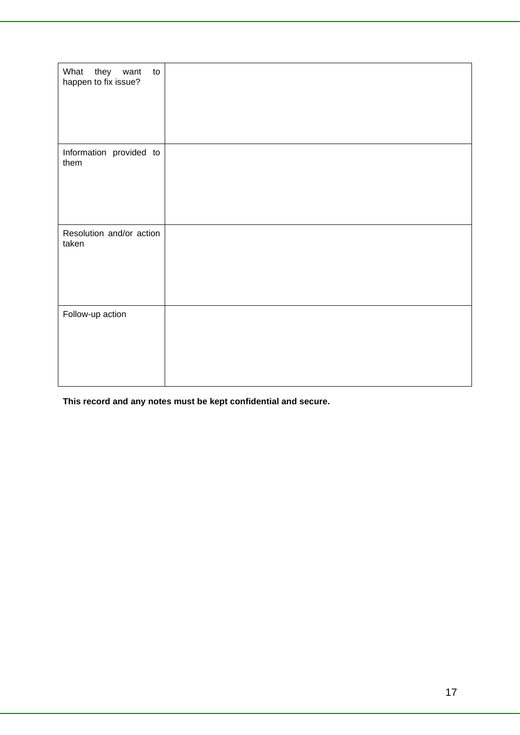| | |
|---|---|
| What they want to happen to fix issue? | |
| Information provided to them | |
| Resolution and/or action taken | |
| Follow-up action | |

**This record and any notes must be kept confidential and secure.**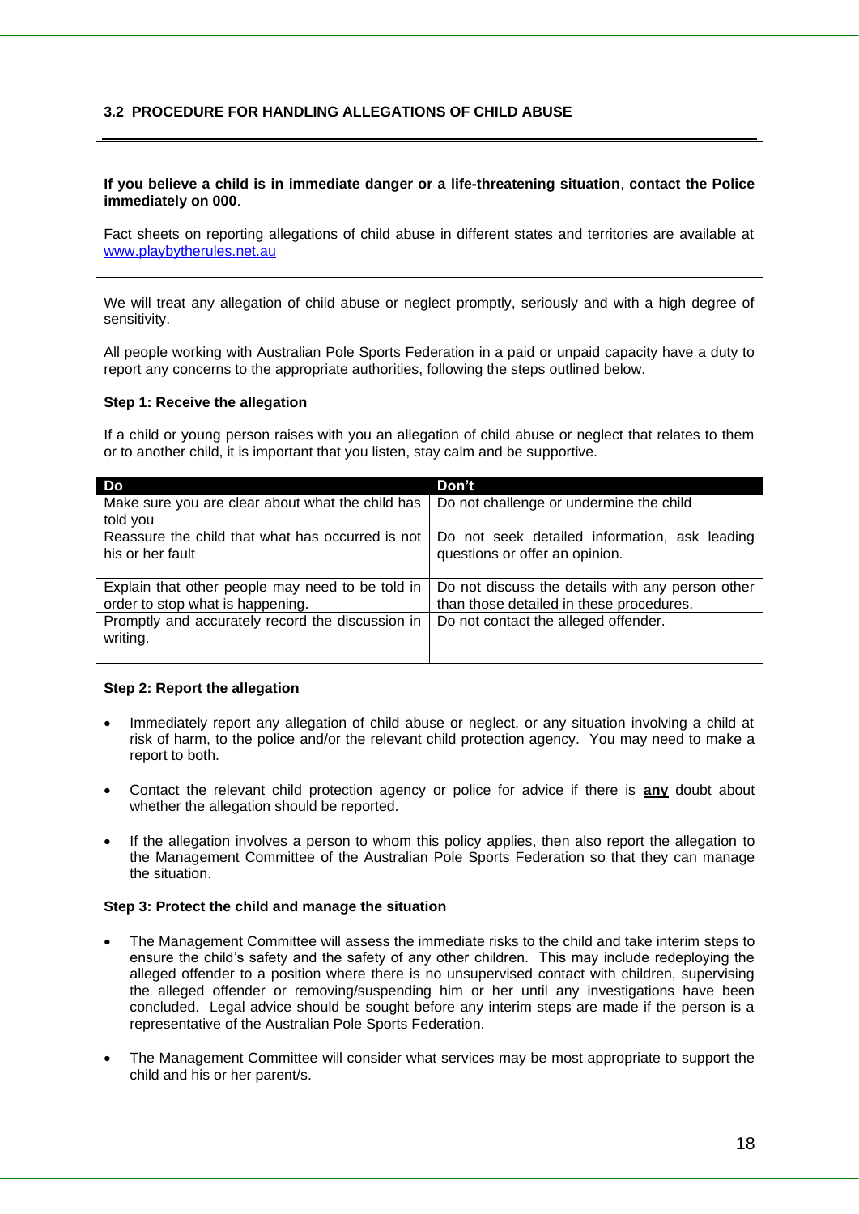### 3.2 PROCEDURE FOR HANDLING ALLEGATIONS OF CHILD ABUSE

**If you believe a child is in immediate danger or a life-threatening situation**, **contact the Police immediately on 000**.

Fact sheets on reporting allegations of child abuse in different states and territories are available at www.playbytherules.net.au

We will treat any allegation of child abuse or neglect promptly, seriously and with a high degree of sensitivity.

All people working with Australian Pole Sports Federation in a paid or unpaid capacity have a duty to report any concerns to the appropriate authorities, following the steps outlined below.

**Step 1: Receive the allegation**

If a child or young person raises with you an allegation of child abuse or neglect that relates to them or to another child, it is important that you listen, stay calm and be supportive.

| Do | Don't |
|---|---|
| Make sure you are clear about what the child has told you | Do not challenge or undermine the child |
| Reassure the child that what has occurred is not his or her fault | Do not seek detailed information, ask leading questions or offer an opinion. |
| Explain that other people may need to be told in order to stop what is happening. | Do not discuss the details with any person other than those detailed in these procedures. |
| Promptly and accurately record the discussion in writing. | Do not contact the alleged offender. |

**Step 2: Report the allegation**

- Immediately report any allegation of child abuse or neglect, or any situation involving a child at risk of harm, to the police and/or the relevant child protection agency. You may need to make a report to both.
- Contact the relevant child protection agency or police for advice if there is **any** doubt about whether the allegation should be reported.
- If the allegation involves a person to whom this policy applies, then also report the allegation to the Management Committee of the Australian Pole Sports Federation so that they can manage the situation.

**Step 3: Protect the child and manage the situation**

- The Management Committee will assess the immediate risks to the child and take interim steps to ensure the child's safety and the safety of any other children. This may include redeploying the alleged offender to a position where there is no unsupervised contact with children, supervising the alleged offender or removing/suspending him or her until any investigations have been concluded. Legal advice should be sought before any interim steps are made if the person is a representative of the Australian Pole Sports Federation.
- The Management Committee will consider what services may be most appropriate to support the child and his or her parent/s.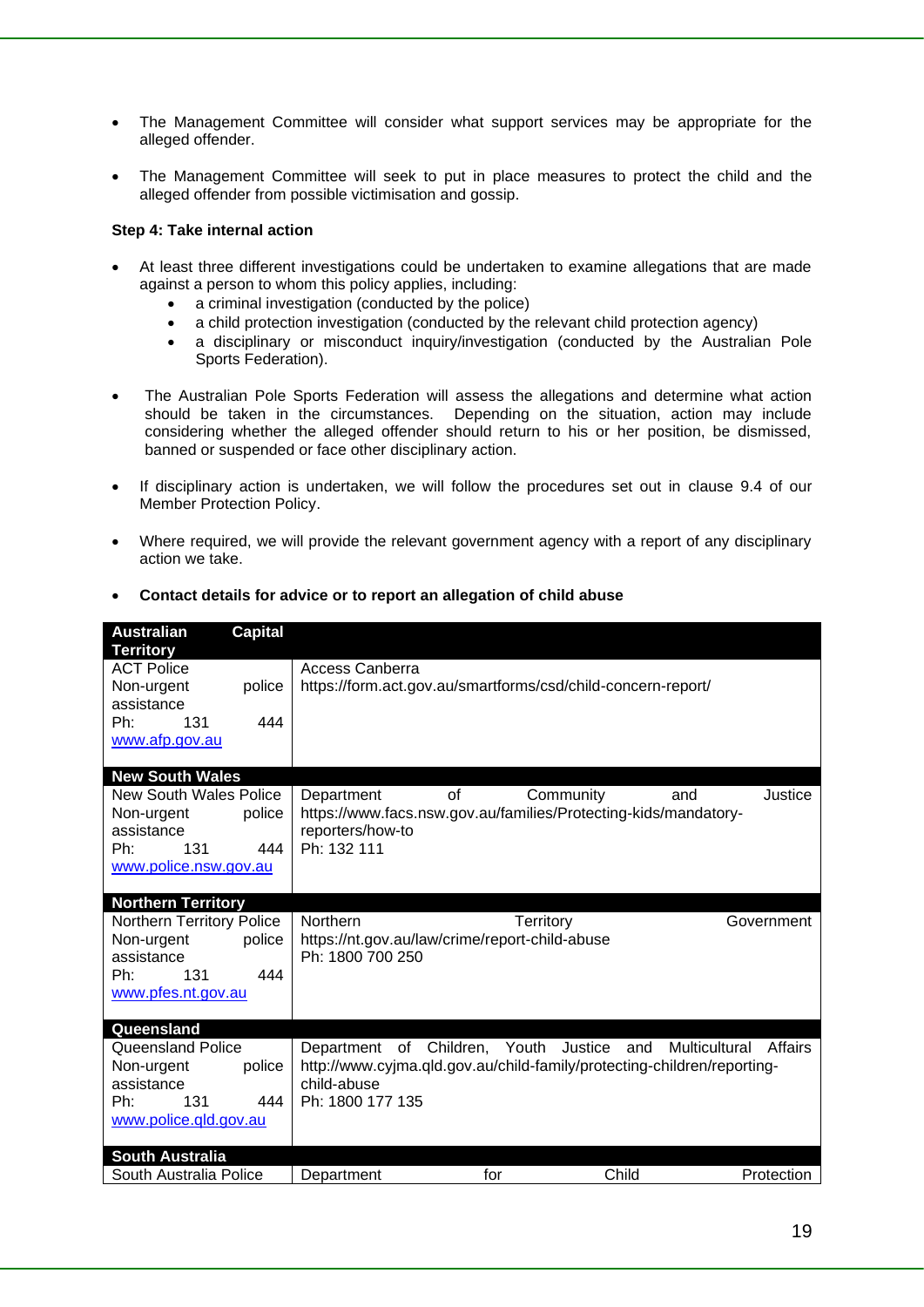- The Management Committee will consider what support services may be appropriate for the alleged offender.

- The Management Committee will seek to put in place measures to protect the child and the alleged offender from possible victimisation and gossip.

**Step 4: Take internal action**

- At least three different investigations could be undertaken to examine allegations that are made against a person to whom this policy applies, including:
  - a criminal investigation (conducted by the police)
  - a child protection investigation (conducted by the relevant child protection agency)
  - a disciplinary or misconduct inquiry/investigation (conducted by the Australian Pole Sports Federation).

- The Australian Pole Sports Federation will assess the allegations and determine what action should be taken in the circumstances. Depending on the situation, action may include considering whether the alleged offender should return to his or her position, be dismissed, banned or suspended or face other disciplinary action.

- If disciplinary action is undertaken, we will follow the procedures set out in clause 9.4 of our Member Protection Policy.

- Where required, we will provide the relevant government agency with a report of any disciplinary action we take.

- **Contact details for advice or to report an allegation of child abuse**

| **Australian Capital Territory** | |
|---|---|
| ACT Police<br>Non-urgent police assistance<br>Ph: 131 444<br>www.afp.gov.au | Access Canberra<br>https://form.act.gov.au/smartforms/csd/child-concern-report/ |
| **New South Wales** | |
| New South Wales Police<br>Non-urgent police assistance<br>Ph: 131 444<br>www.police.nsw.gov.au | Department of Community and Justice<br>https://www.facs.nsw.gov.au/families/Protecting-kids/mandatory-reporters/how-to<br>Ph: 132 111 |
| **Northern Territory** | |
| Northern Territory Police<br>Non-urgent police assistance<br>Ph: 131 444<br>www.pfes.nt.gov.au | Northern Territory Government<br>https://nt.gov.au/law/crime/report-child-abuse<br>Ph: 1800 700 250 |
| **Queensland** | |
| Queensland Police<br>Non-urgent police assistance<br>Ph: 131 444<br>www.police.qld.gov.au | Department of Children, Youth Justice and Multicultural Affairs<br>http://www.cyjma.qld.gov.au/child-family/protecting-children/reporting-child-abuse<br>Ph: 1800 177 135 |
| **South Australia** | |
| South Australia Police | Department for Child Protection |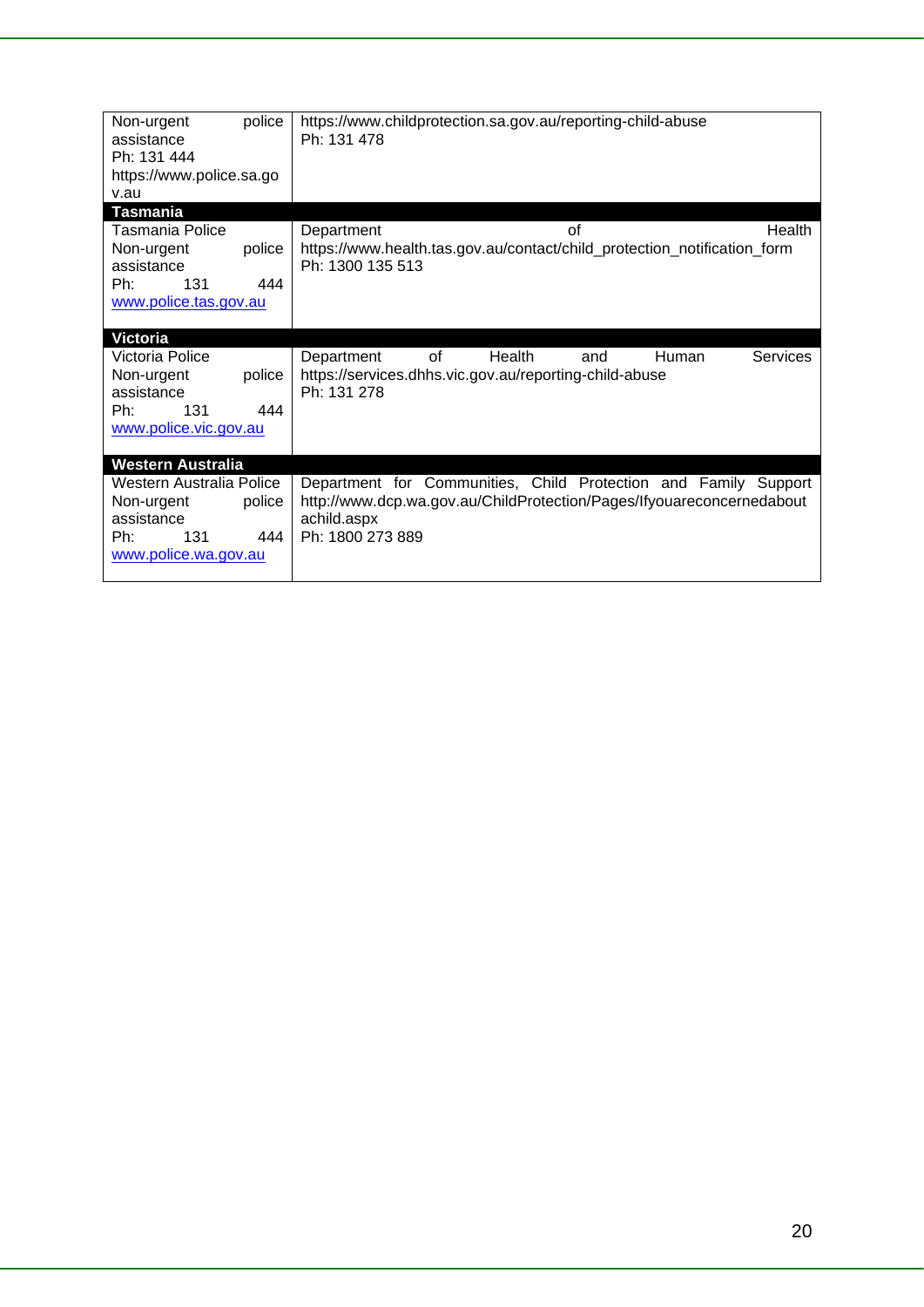| | |
|---|---|
| Non-urgent police assistance<br>Ph: 131 444<br>https://www.police.sa.gov.au | https://www.childprotection.sa.gov.au/reporting-child-abuse<br>Ph: 131 478 |
| **Tasmania** | |
| Tasmania Police<br>Non-urgent police assistance<br>Ph: 131 444<br>www.police.tas.gov.au | Department of Health<br>https://www.health.tas.gov.au/contact/child_protection_notification_form<br>Ph: 1300 135 513 |
| **Victoria** | |
| Victoria Police<br>Non-urgent police assistance<br>Ph: 131 444<br>www.police.vic.gov.au | Department of Health and Human Services<br>https://services.dhhs.vic.gov.au/reporting-child-abuse<br>Ph: 131 278 |
| **Western Australia** | |
| Western Australia Police<br>Non-urgent police assistance<br>Ph: 131 444<br>www.police.wa.gov.au | Department for Communities, Child Protection and Family Support<br>http://www.dcp.wa.gov.au/ChildProtection/Pages/Ifyouareconcernedaboutachild.aspx<br>Ph: 1800 273 889 |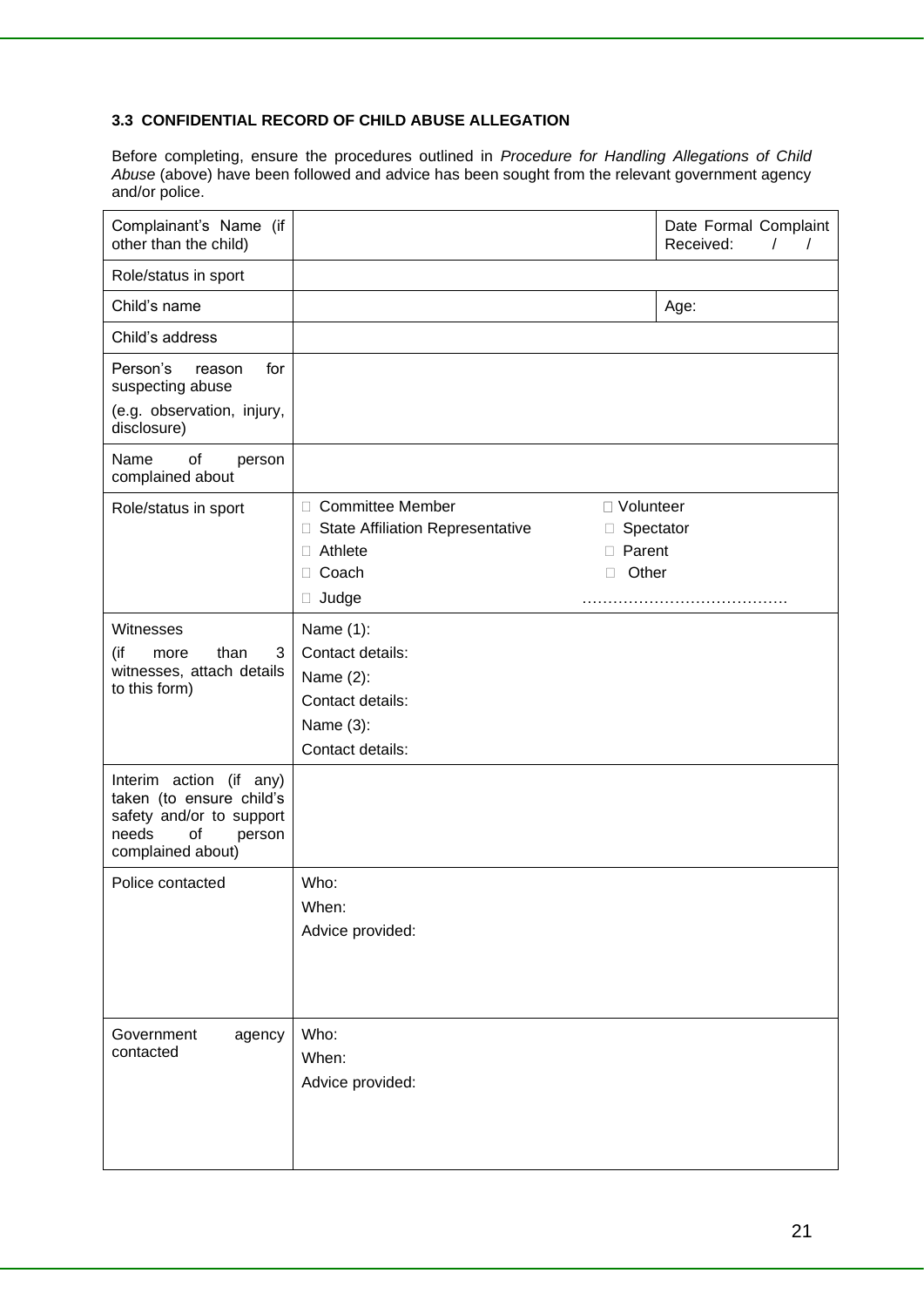### 3.3 CONFIDENTIAL RECORD OF CHILD ABUSE ALLEGATION

Before completing, ensure the procedures outlined in *Procedure for Handling Allegations of Child Abuse* (above) have been followed and advice has been sought from the relevant government agency and/or police.

| | | |
|---|---|---|
| Complainant's Name (if other than the child) | | Date Formal Complaint Received: / / |
| Role/status in sport | | |
| Child's name | | Age: |
| Child's address | | |
| Person's reason for suspecting abuse<br>(e.g. observation, injury, disclosure) | | |
| Name of person complained about | | |
| Role/status in sport | ☐ Committee Member<br>☐ State Affiliation Representative<br>☐ Athlete<br>☐ Coach<br>☐ Judge | ☐ Volunteer<br>☐ Spectator<br>☐ Parent<br>☐ Other<br>………………………………… |
| Witnesses<br>(if more than 3 witnesses, attach details to this form) | Name (1):<br>Contact details:<br>Name (2):<br>Contact details:<br>Name (3):<br>Contact details: | |
| Interim action (if any) taken (to ensure child's safety and/or to support needs of person complained about) | | |
| Police contacted | Who:<br>When:<br>Advice provided: | |
| Government agency contacted | Who:<br>When:<br>Advice provided: | |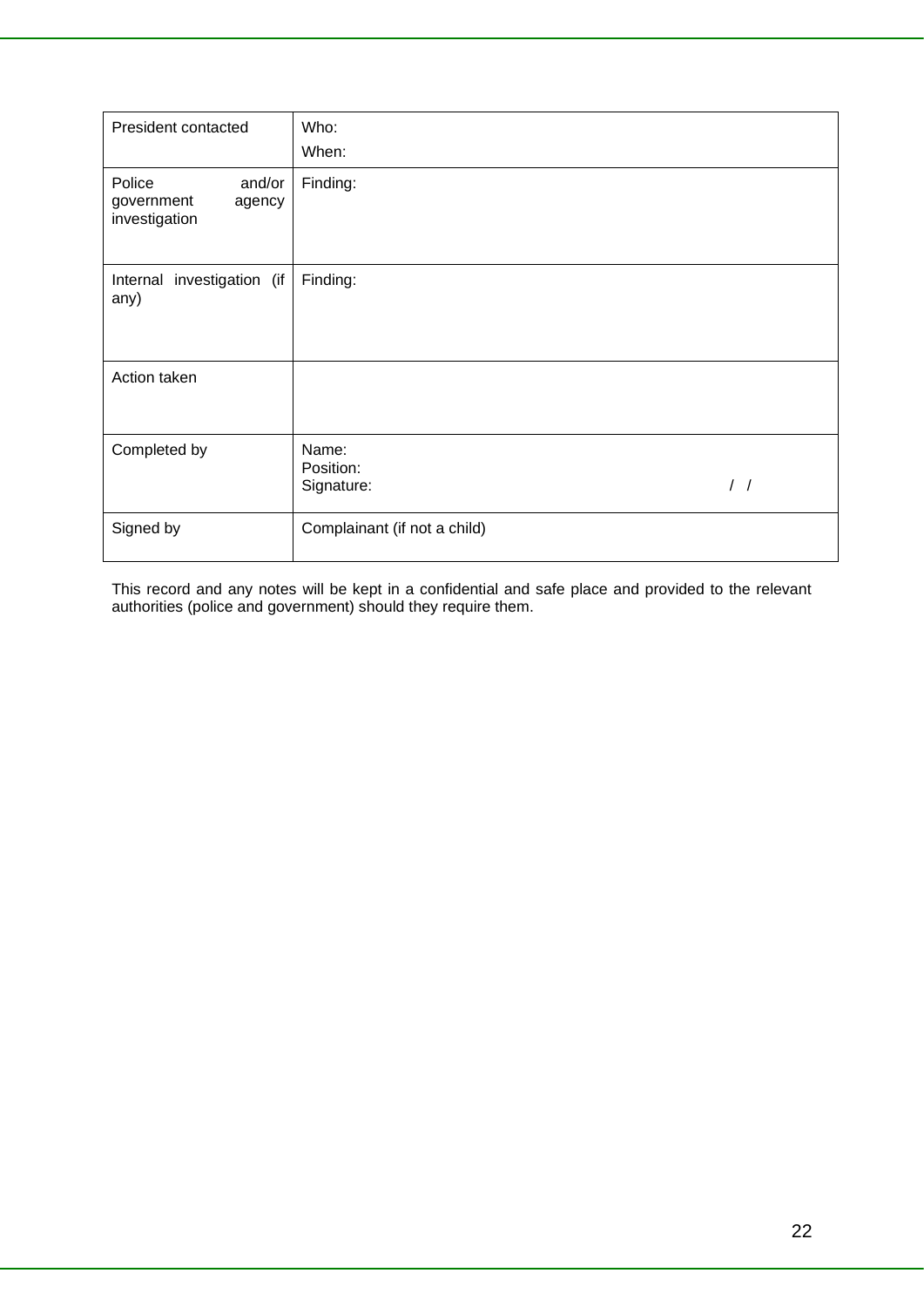| | |
|---|---|
| President contacted | Who:<br>When: |
| Police and/or government agency investigation | Finding: |
| Internal investigation (if any) | Finding: |
| Action taken | |
| Completed by | Name:<br>Position:<br>Signature: / / |
| Signed by | Complainant (if not a child) |

This record and any notes will be kept in a confidential and safe place and provided to the relevant authorities (police and government) should they require them.